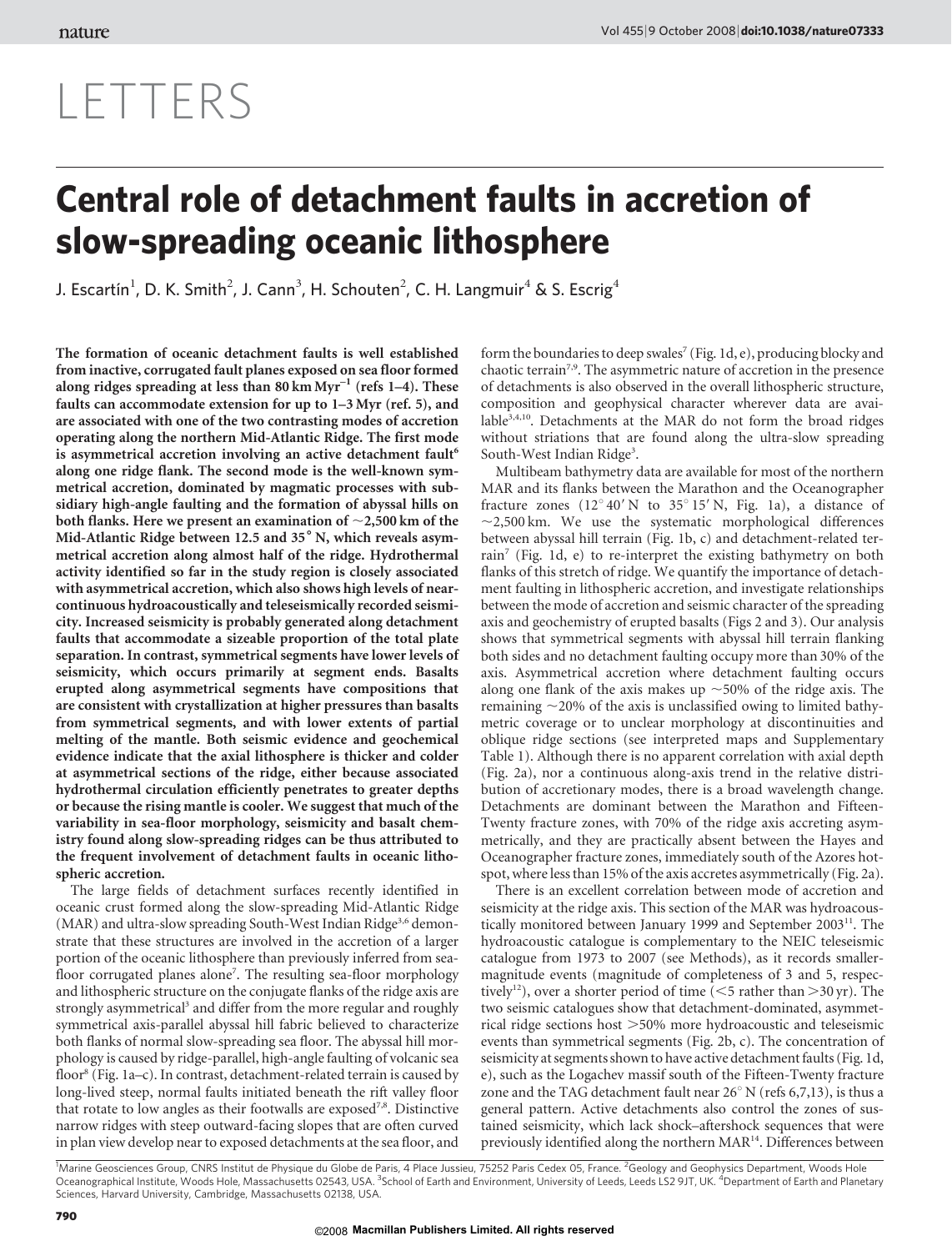# LETTERS

# Central role of detachment faults in accretion of slow-spreading oceanic lithosphere

J. Escartín[1], D. K. Smith[2], J. Cann[3], H. Schouten[2], C. H. Langmuir[4] & S. Escrig[4]

**The formation of oceanic detachment faults is well established from inactive, corrugated fault planes exposed on sea floor formed along ridges spreading at less than 80 km Myr$^{-1}$ (refs 1–4). These faults can accommodate extension for up to 1–3 Myr (ref. 5), and are associated with one of the two contrasting modes of accretion operating along the northern Mid-Atlantic Ridge. The first mode is asymmetrical accretion involving an active detachment fault[6] along one ridge flank. The second mode is the well-known symmetrical accretion, dominated by magmatic processes with subsidiary high-angle faulting and the formation of abyssal hills on both flanks. Here we present an examination of ~2,500 km of the Mid-Atlantic Ridge between 12.5 and 35° N, which reveals asymmetrical accretion along almost half of the ridge. Hydrothermal activity identified so far in the study region is closely associated with asymmetrical accretion, which also shows high levels of near-continuous hydroacoustically and teleseismically recorded seismicity. Increased seismicity is probably generated along detachment faults that accommodate a sizeable proportion of the total plate separation. In contrast, symmetrical segments have lower levels of seismicity, which occurs primarily at segment ends. Basalts erupted along asymmetrical segments have compositions that are consistent with crystallization at higher pressures than basalts from symmetrical segments, and with lower extents of partial melting of the mantle. Both seismic evidence and geochemical evidence indicate that the axial lithosphere is thicker and colder at asymmetrical sections of the ridge, either because associated hydrothermal circulation efficiently penetrates to greater depths or because the rising mantle is cooler. We suggest that much of the variability in sea-floor morphology, seismicity and basalt chemistry found along slow-spreading ridges can be thus attributed to the frequent involvement of detachment faults in oceanic lithospheric accretion.**

The large fields of detachment surfaces recently identified in oceanic crust formed along the slow-spreading Mid-Atlantic Ridge (MAR) and ultra-slow spreading South-West Indian Ridge[3,6] demonstrate that these structures are involved in the accretion of a larger portion of the oceanic lithosphere than previously inferred from seafloor corrugated planes alone[7]. The resulting sea-floor morphology and lithospheric structure on the conjugate flanks of the ridge axis are strongly asymmetrical[3] and differ from the more regular and roughly symmetrical axis-parallel abyssal hill fabric believed to characterize both flanks of normal slow-spreading sea floor. The abyssal hill morphology is caused by ridge-parallel, high-angle faulting of volcanic sea floor[8] (Fig. 1a–c). In contrast, detachment-related terrain is caused by long-lived steep, normal faults initiated beneath the rift valley floor that rotate to low angles as their footwalls are exposed[7,8]. Distinctive narrow ridges with steep outward-facing slopes that are often curved in plan view develop near to exposed detachments at the sea floor, and form the boundaries to deep swales[7] (Fig. 1d, e), producing blocky and chaotic terrain[7,9]. The asymmetric nature of accretion in the presence of detachments is also observed in the overall lithospheric structure, composition and geophysical character wherever data are available[3,4,10]. Detachments at the MAR do not form the broad ridges without striations that are found along the ultra-slow spreading South-West Indian Ridge[3].

Multibeam bathymetry data are available for most of the northern MAR and its flanks between the Marathon and the Oceanographer fracture zones (12° 40′ N to 35° 15′ N, Fig. 1a), a distance of ~2,500 km. We use the systematic morphological differences between abyssal hill terrain (Fig. 1b, c) and detachment-related terrain[7] (Fig. 1d, e) to re-interpret the existing bathymetry on both flanks of this stretch of ridge. We quantify the importance of detachment faulting in lithospheric accretion, and investigate relationships between the mode of accretion and seismic character of the spreading axis and geochemistry of erupted basalts (Figs 2 and 3). Our analysis shows that symmetrical segments with abyssal hill terrain flanking both sides and no detachment faulting occupy more than 30% of the axis. Asymmetrical accretion where detachment faulting occurs along one flank of the axis makes up ~50% of the ridge axis. The remaining ~20% of the axis is unclassified owing to limited bathymetric coverage or to unclear morphology at discontinuities and oblique ridge sections (see interpreted maps and Supplementary Table 1). Although there is no apparent correlation with axial depth (Fig. 2a), nor a continuous along-axis trend in the relative distribution of accretionary modes, there is a broad wavelength change. Detachments are dominant between the Marathon and Fifteen-Twenty fracture zones, with 70% of the ridge axis accreting asymmetrically, and they are practically absent between the Hayes and Oceanographer fracture zones, immediately south of the Azores hotspot, where less than 15% of the axis accretes asymmetrically (Fig. 2a).

There is an excellent correlation between mode of accretion and seismicity at the ridge axis. This section of the MAR was hydroacoustically monitored between January 1999 and September 2003[11]. The hydroacoustic catalogue is complementary to the NEIC teleseismic catalogue from 1973 to 2007 (see Methods), as it records smaller-magnitude events (magnitude of completeness of 3 and 5, respectively[12]), over a shorter period of time (<5 rather than >30 yr). The two seismic catalogues show that detachment-dominated, asymmetrical ridge sections host >50% more hydroacoustic and teleseismic events than symmetrical segments (Fig. 2b, c). The concentration of seismicity at segments shown to have active detachment faults (Fig. 1d, e), such as the Logachev massif south of the Fifteen-Twenty fracture zone and the TAG detachment fault near 26° N (refs 6,7,13), is thus a general pattern. Active detachments also control the zones of sustained seismicity, which lack shock–aftershock sequences that were previously identified along the northern MAR[14]. Differences between

[1]Marine Geosciences Group, CNRS Institut de Physique du Globe de Paris, 4 Place Jussieu, 75252 Paris Cedex 05, France. [2]Geology and Geophysics Department, Woods Hole Oceanographical Institute, Woods Hole, Massachusetts 02543, USA. [3]School of Earth and Environment, University of Leeds, Leeds LS2 9JT, UK. [4]Department of Earth and Planetary Sciences, Harvard University, Cambridge, Massachusetts 02138, USA.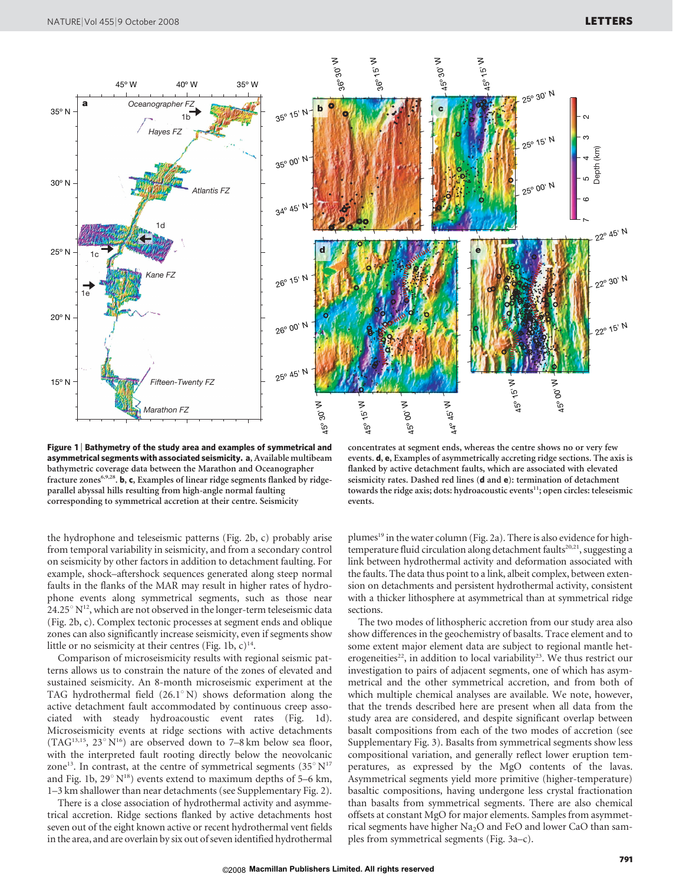**Figure 1 | Bathymetry of the study area and examples of symmetrical and asymmetrical segments with associated seismicity. a**, Available multibeam bathymetric coverage data between the Marathon and Oceanographer fracture zones[6,9,28]. **b**, **c**, Examples of linear ridge segments flanked by ridge-parallel abyssal hills resulting from high-angle normal faulting corresponding to symmetrical accretion at their centre. Seismicity concentrates at segment ends, whereas the centre shows no or very few events. **d**, **e**, Examples of asymmetrically accreting ridge sections. The axis is flanked by active detachment faults, which are associated with elevated seismicity rates. Dashed red lines (**d** and **e**): termination of detachment towards the ridge axis; dots: hydroacoustic events[11]; open circles: teleseismic events.

the hydrophone and teleseismic patterns (Fig. 2b, c) probably arise from temporal variability in seismicity, and from a secondary control on seismicity by other factors in addition to detachment faulting. For example, shock–aftershock sequences generated along steep normal faults in the flanks of the MAR may result in higher rates of hydrophone events along symmetrical segments, such as those near 24.25° N[12], which are not observed in the longer-term teleseismic data (Fig. 2b, c). Complex tectonic processes at segment ends and oblique zones can also significantly increase seismicity, even if segments show little or no seismicity at their centres (Fig. 1b, c)[14].

Comparison of microseismicity results with regional seismic patterns allows us to constrain the nature of the zones of elevated and sustained seismicity. An 8-month microseismic experiment at the TAG hydrothermal field (26.1° N) shows deformation along the active detachment fault accommodated by continuous creep associated with steady hydroacoustic event rates (Fig. 1d). Microseismicity events at ridge sections with active detachments (TAG[13,15], 23° N[16]) are observed down to 7–8 km below sea floor, with the interpreted fault rooting directly below the neovolcanic zone[13]. In contrast, at the centre of symmetrical segments (35° N[17] and Fig. 1b, 29° N[18]) events extend to maximum depths of 5–6 km, 1–3 km shallower than near detachments (see Supplementary Fig. 2).

There is a close association of hydrothermal activity and asymmetrical accretion. Ridge sections flanked by active detachments host seven out of the eight known active or recent hydrothermal vent fields in the area, and are overlain by six out of seven identified hydrothermal plumes[19] in the water column (Fig. 2a). There is also evidence for high-temperature fluid circulation along detachment faults[20,21], suggesting a link between hydrothermal activity and deformation associated with the faults. The data thus point to a link, albeit complex, between extension on detachments and persistent hydrothermal activity, consistent with a thicker lithosphere at asymmetrical than at symmetrical ridge sections.

The two modes of lithospheric accretion from our study area also show differences in the geochemistry of basalts. Trace element and to some extent major element data are subject to regional mantle heterogeneities[22], in addition to local variability[23]. We thus restrict our investigation to pairs of adjacent segments, one of which has asymmetrical and the other symmetrical accretion, and from both of which multiple chemical analyses are available. We note, however, that the trends described here are present when all data from the study area are considered, and despite significant overlap between basalt compositions from each of the two modes of accretion (see Supplementary Fig. 3). Basalts from symmetrical segments show less compositional variation, and generally reflect lower eruption temperatures, as expressed by the MgO contents of the lavas. Asymmetrical segments yield more primitive (higher-temperature) basaltic compositions, having undergone less crystal fractionation than basalts from symmetrical segments. There are also chemical offsets at constant MgO for major elements. Samples from asymmetrical segments have higher $Na_2O$ and FeO and lower CaO than samples from symmetrical segments (Fig. 3a–c).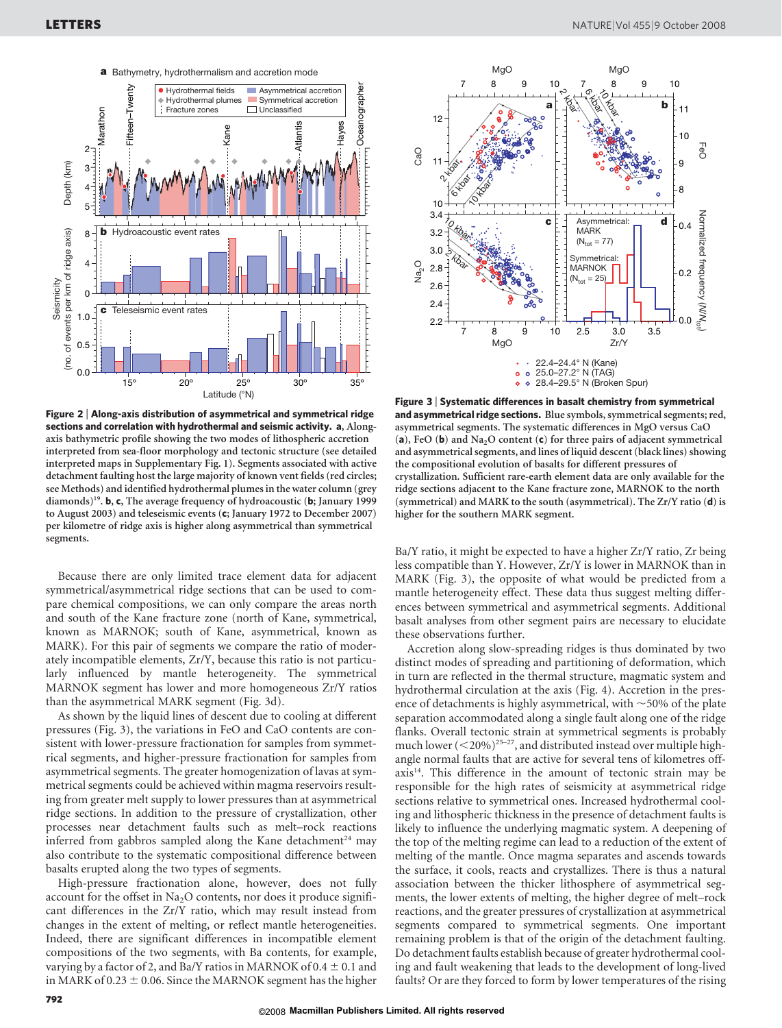**Figure 2 | Along-axis distribution of asymmetrical and symmetrical ridge sections and correlation with hydrothermal and seismic activity. a**, Along-axis bathymetric profile showing the two modes of lithospheric accretion interpreted from sea-floor morphology and tectonic structure (see detailed interpreted maps in Supplementary Fig. 1). Segments associated with active detachment faulting host the large majority of known vent fields (red circles; see Methods) and identified hydrothermal plumes in the water column (grey diamonds)[19]. **b**, **c**, The average frequency of hydroacoustic (**b**; January 1999 to August 2003) and teleseismic events (**c**; January 1972 to December 2007) per kilometre of ridge axis is higher along asymmetrical than symmetrical segments.

**Figure 3 | Systematic differences in basalt chemistry from symmetrical and asymmetrical ridge sections.** Blue symbols, symmetrical segments; red, asymmetrical segments. The systematic differences in MgO versus CaO (**a**), FeO (**b**) and $Na_2O$ content (**c**) for three pairs of adjacent symmetrical and asymmetrical segments, and lines of liquid descent (black lines) showing the compositional evolution of basalts for different pressures of crystallization. Sufficient rare-earth element data are only available for the ridge sections adjacent to the Kane fracture zone, MARNOK to the north (symmetrical) and MARK to the south (asymmetrical). The Zr/Y ratio (**d**) is higher for the southern MARK segment.

Because there are only limited trace element data for adjacent symmetrical/asymmetrical ridge sections that can be used to compare chemical compositions, we can only compare the areas north and south of the Kane fracture zone (north of Kane, symmetrical, known as MARNOK; south of Kane, asymmetrical, known as MARK). For this pair of segments we compare the ratio of moderately incompatible elements, Zr/Y, because this ratio is not particularly influenced by mantle heterogeneity. The symmetrical MARNOK segment has lower and more homogeneous Zr/Y ratios than the asymmetrical MARK segment (Fig. 3d).

As shown by the liquid lines of descent due to cooling at different pressures (Fig. 3), the variations in FeO and CaO contents are consistent with lower-pressure fractionation for samples from symmetrical segments, and higher-pressure fractionation for samples from asymmetrical segments. The greater homogenization of lavas at symmetrical segments could be achieved within magma reservoirs resulting from greater melt supply to lower pressures than at asymmetrical ridge sections. In addition to the pressure of crystallization, other processes near detachment faults such as melt–rock reactions inferred from gabbros sampled along the Kane detachment[24] may also contribute to the systematic compositional difference between basalts erupted along the two types of segments.

High-pressure fractionation alone, however, does not fully account for the offset in $Na_2O$ contents, nor does it produce significant differences in the Zr/Y ratio, which may result instead from changes in the extent of melting, or reflect mantle heterogeneities. Indeed, there are significant differences in incompatible element compositions of the two segments, with Ba contents, for example, varying by a factor of 2, and Ba/Y ratios in MARNOK of $0.4 \pm 0.1$ and in MARK of $0.23 \pm 0.06$. Since the MARNOK segment has the higher Ba/Y ratio, it might be expected to have a higher Zr/Y ratio, Zr being less compatible than Y. However, Zr/Y is lower in MARNOK than in MARK (Fig. 3), the opposite of what would be predicted from a mantle heterogeneity effect. These data thus suggest melting differences between symmetrical and asymmetrical segments. Additional basalt analyses from other segment pairs are necessary to elucidate these observations further.

Accretion along slow-spreading ridges is thus dominated by two distinct modes of spreading and partitioning of deformation, which in turn are reflected in the thermal structure, magmatic system and hydrothermal circulation at the axis (Fig. 4). Accretion in the presence of detachments is highly asymmetrical, with ~50% of the plate separation accommodated along a single fault along one of the ridge flanks. Overall tectonic strain at symmetrical segments is probably much lower (<20%)[25–27], and distributed instead over multiple high-angle normal faults that are active for several tens of kilometres off-axis[14]. This difference in the amount of tectonic strain may be responsible for the high rates of seismicity at asymmetrical ridge sections relative to symmetrical ones. Increased hydrothermal cooling and lithospheric thickness in the presence of detachment faults is likely to influence the underlying magmatic system. A deepening of the top of the melting regime can lead to a reduction of the extent of melting of the mantle. Once magma separates and ascends towards the surface, it cools, reacts and crystallizes. There is thus a natural association between the thicker lithosphere of asymmetrical segments, the lower extents of melting, the higher degree of melt–rock reactions, and the greater pressures of crystallization at asymmetrical segments compared to symmetrical segments. One important remaining problem is that of the origin of the detachment faulting. Do detachment faults establish because of greater hydrothermal cooling and fault weakening that leads to the development of long-lived faults? Or are they forced to form by lower temperatures of the rising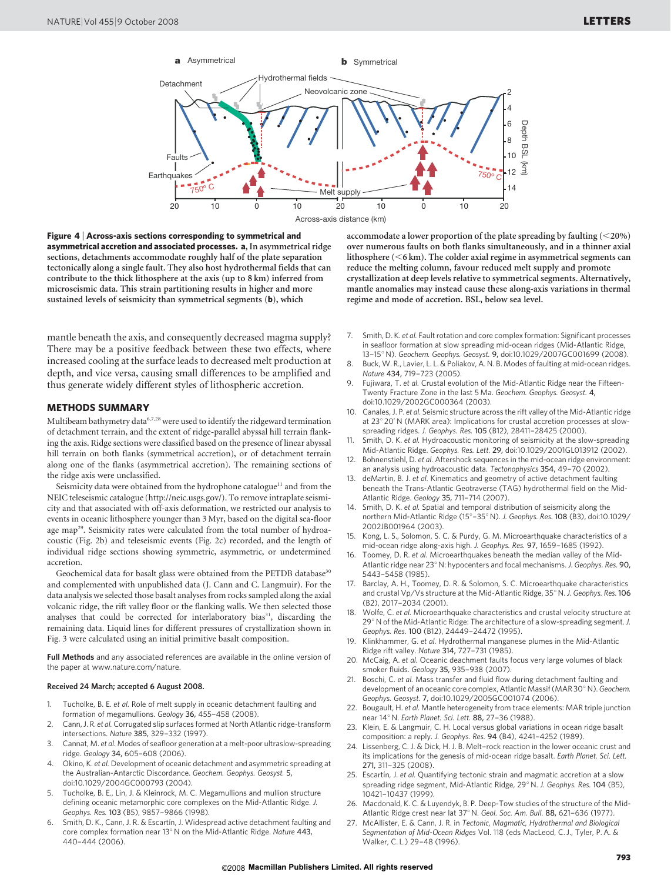**Figure 4 | Across-axis sections corresponding to symmetrical and asymmetrical accretion and associated processes. a,** In asymmetrical ridge sections, detachments accommodate roughly half of the plate separation tectonically along a single fault. They also host hydrothermal fields that can contribute to the thick lithosphere at the axis (up to 8 km) inferred from microseismic data. This strain partitioning results in higher and more sustained levels of seismicity than symmetrical segments (**b**), which accommodate a lower proportion of the plate spreading by faulting (<20%) over numerous faults on both flanks simultaneously, and in a thinner axial lithosphere (<6 km). The colder axial regime in asymmetrical segments can reduce the melting column, favour reduced melt supply and promote crystallization at deep levels relative to symmetrical segments. Alternatively, mantle anomalies may instead cause these along-axis variations in thermal regime and mode of accretion. BSL, below sea level.

mantle beneath the axis, and consequently decreased magma supply? There may be a positive feedback between these two effects, where increased cooling at the surface leads to decreased melt production at depth, and vice versa, causing small differences to be amplified and thus generate widely different styles of lithospheric accretion.

## METHODS SUMMARY

Multibeam bathymetry data[6,7,28] were used to identify the ridgeward termination of detachment terrain, and the extent of ridge-parallel abyssal hill terrain flanking the axis. Ridge sections were classified based on the presence of linear abyssal hill terrain on both flanks (symmetrical accretion), or of detachment terrain along one of the flanks (asymmetrical accretion). The remaining sections of the ridge axis were unclassified.

Seismicity data were obtained from the hydrophone catalogue[11] and from the NEIC teleseismic catalogue (http://neic.usgs.gov/). To remove intraplate seismicity and that associated with off-axis deformation, we restricted our analysis to events in oceanic lithosphere younger than 3 Myr, based on the digital sea-floor age map[29]. Seismicity rates were calculated from the total number of hydroacoustic (Fig. 2b) and teleseismic events (Fig. 2c) recorded, and the length of individual ridge sections showing symmetric, asymmetric, or undetermined accretion.

Geochemical data for basalt glass were obtained from the PETDB database[30] and complemented with unpublished data (J. Cann and C. Langmuir). For the data analysis we selected those basalt analyses from rocks sampled along the axial volcanic ridge, the rift valley floor or the flanking walls. We then selected those analyses that could be corrected for interlaboratory bias[31], discarding the remaining data. Liquid lines for different pressures of crystallization shown in Fig. 3 were calculated using an initial primitive basalt composition.

**Full Methods** and any associated references are available in the online version of the paper at www.nature.com/nature.

**Received 24 March; accepted 6 August 2008.**

1. Tucholke, B. E. *et al.* Role of melt supply in oceanic detachment faulting and formation of megamullions. *Geology* **36,** 455–458 (2008).
2. Cann, J. R. *et al.* Corrugated slip surfaces formed at North Atlantic ridge-transform intersections. *Nature* **385,** 329–332 (1997).
3. Cannat, M. *et al.* Modes of seafloor generation at a melt-poor ultraslow-spreading ridge. *Geology* **34,** 605–608 (2006).
4. Okino, K. *et al.* Development of oceanic detachment and asymmetric spreading at the Australian-Antarctic Discordance. *Geochem. Geophys. Geosyst.* **5,** doi:10.1029/2004GC000793 (2004).
5. Tucholke, B. E., Lin, J. & Kleinrock, M. C. Megamullions and mullion structure defining oceanic metamorphic core complexes on the Mid-Atlantic Ridge. *J. Geophys. Res.* **103** (B5), 9857–9866 (1998).
6. Smith, D. K., Cann, J. R. & Escartín, J. Widespread active detachment faulting and core complex formation near 13° N on the Mid-Atlantic Ridge. *Nature* **443,** 440–444 (2006).
7. Smith, D. K. *et al.* Fault rotation and core complex formation: Significant processes in seafloor formation at slow spreading mid-ocean ridges (Mid-Atlantic Ridge, 13–15° N). *Geochem. Geophys. Geosyst.* **9,** doi:10.1029/2007GC001699 (2008).
8. Buck, W. R., Lavier, L. L. & Poliakov, A. N. B. Modes of faulting at mid-ocean ridges. *Nature* **434,** 719–723 (2005).
9. Fujiwara, T. *et al.* Crustal evolution of the Mid-Atlantic Ridge near the Fifteen-Twenty Fracture Zone in the last 5 Ma. *Geochem. Geophys. Geosyst.* **4,** doi:10.1029/2002GC000364 (2003).
10. Canales, J. P. *et al.* Seismic structure across the rift valley of the Mid-Atlantic ridge at 23° 20′ N (MARK area): Implications for crustal accretion processes at slow-spreading ridges. *J. Geophys. Res.* **105** (B12), 28411–28425 (2000).
11. Smith, D. K. *et al.* Hydroacoustic monitoring of seismicity at the slow-spreading Mid-Atlantic Ridge. *Geophys. Res. Lett.* **29,** doi:10.1029/2001GL013912 (2002).
12. Bohnenstiehl, D. *et al.* Aftershock sequences in the mid-ocean ridge environment: an analysis using hydroacoustic data. *Tectonophysics* **354,** 49–70 (2002).
13. deMartin, B. J. *et al.* Kinematics and geometry of active detachment faulting beneath the Trans-Atlantic Geotraverse (TAG) hydrothermal field on the Mid-Atlantic Ridge. *Geology* **35,** 711–714 (2007).
14. Smith, D. K. *et al.* Spatial and temporal distribution of seismicity along the northern Mid-Atlantic Ridge (15°–35° N). *J. Geophys. Res.* **108** (B3), doi:10.1029/2002JB001964 (2003).
15. Kong, L. S., Solomon, S. C. & Purdy, G. M. Microearthquake characteristics of a mid-ocean ridge along-axis high. *J. Geophys. Res.* **97,** 1659–1685 (1992).
16. Toomey, D. R. *et al.* Microearthquakes beneath the median valley of the Mid-Atlantic ridge near 23° N: hypocenters and focal mechanisms. *J. Geophys. Res.* **90,** 5443–5458 (1985).
17. Barclay, A. H., Toomey, D. R. & Solomon, S. C. Microearthquake characteristics and crustal Vp/Vs structure at the Mid-Atlantic Ridge, 35° N. *J. Geophys. Res.* **106** (B2), 2017–2034 (2001).
18. Wolfe, C. *et al.* Microearthquake characteristics and crustal velocity structure at 29° N of the Mid-Atlantic Ridge: The architecture of a slow-spreading segment. *J. Geophys. Res.* **100** (B12), 24449–24472 (1995).
19. Klinkhammer, G. *et al.* Hydrothermal manganese plumes in the Mid-Atlantic Ridge rift valley. *Nature* **314,** 727–731 (1985).
20. McCaig, A. *et al.* Oceanic deachment faults focus very large volumes of black smoker fluids. *Geology* **35,** 935–938 (2007).
21. Boschi, C. *et al.* Mass transfer and fluid flow during detachment faulting and development of an oceanic core complex, Atlantic Massif (MAR 30° N). *Geochem. Geophys. Geosyst.* **7,** doi:10.1029/2005GC001074 (2006).
22. Bougault, H. *et al.* Mantle heterogeneity from trace elements: MAR triple junction near 14° N. *Earth Planet. Sci. Lett.* **88,** 27–36 (1988).
23. Klein, E. & Langmuir, C. H. Local versus global variations in ocean ridge basalt composition: a reply. *J. Geophys. Res.* **94** (B4), 4241–4252 (1989).
24. Lissenberg, C. J. & Dick, H. J. B. Melt–rock reaction in the lower oceanic crust and its implications for the genesis of mid-ocean ridge basalt. *Earth Planet. Sci. Lett.* **271,** 311–325 (2008).
25. Escartín, J. *et al.* Quantifying tectonic strain and magmatic accretion at a slow spreading ridge segment, Mid-Atlantic Ridge, 29° N. *J. Geophys. Res.* **104** (B5), 10421–10437 (1999).
26. Macdonald, K. C. & Luyendyk, B. P. Deep-Tow studies of the structure of the Mid-Atlantic Ridge crest near lat 37° N. *Geol. Soc. Am. Bull.* **88,** 621–636 (1977).
27. McAllister, E. & Cann, J. R. in *Tectonic, Magmatic, Hydrothermal and Biological Segmentation of Mid-Ocean Ridges* Vol. 118 (eds MacLeod, C. J., Tyler, P. A. & Walker, C. L.) 29–48 (1996).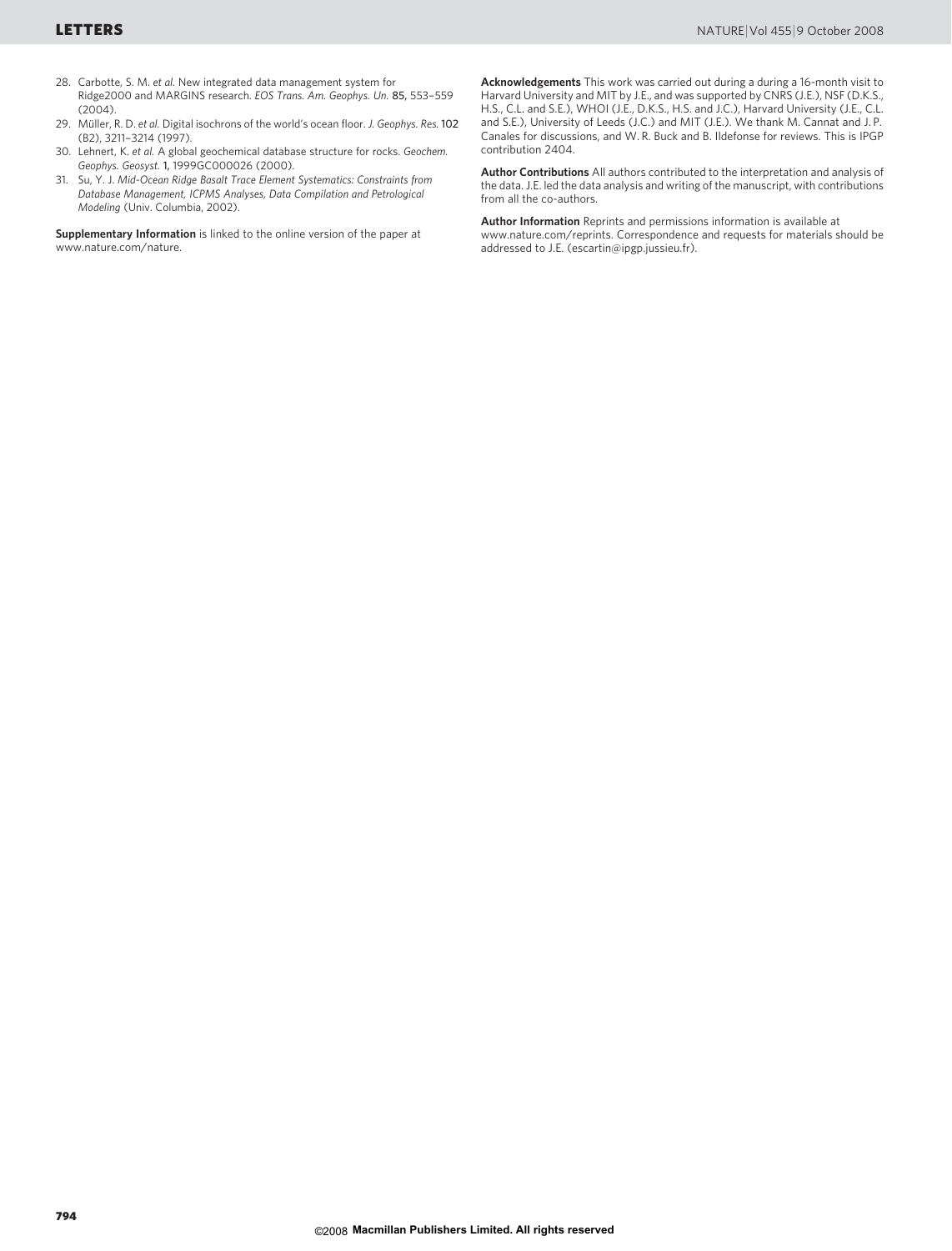28. Carbotte, S. M. *et al.* New integrated data management system for Ridge2000 and MARGINS research. *EOS Trans. Am. Geophys. Un.* **85,** 553–559 (2004).
29. Müller, R. D. *et al.* Digital isochrons of the world's ocean floor. *J. Geophys. Res.* **102** (B2), 3211–3214 (1997).
30. Lehnert, K. *et al.* A global geochemical database structure for rocks. *Geochem. Geophys. Geosyst.* **1,** 1999GC000026 (2000).
31. Su, Y. J. *Mid-Ocean Ridge Basalt Trace Element Systematics: Constraints from Database Management, ICPMS Analyses, Data Compilation and Petrological Modeling* (Univ. Columbia, 2002).

**Supplementary Information** is linked to the online version of the paper at www.nature.com/nature.

**Acknowledgements** This work was carried out during a during a 16-month visit to Harvard University and MIT by J.E., and was supported by CNRS (J.E.), NSF (D.K.S., H.S., C.L. and S.E.), WHOI (J.E., D.K.S., H.S. and J.C.), Harvard University (J.E., C.L. and S.E.), University of Leeds (J.C.) and MIT (J.E.). We thank M. Cannat and J. P. Canales for discussions, and W. R. Buck and B. Ildefonse for reviews. This is IPGP contribution 2404.

**Author Contributions** All authors contributed to the interpretation and analysis of the data. J.E. led the data analysis and writing of the manuscript, with contributions from all the co-authors.

**Author Information** Reprints and permissions information is available at www.nature.com/reprints. Correspondence and requests for materials should be addressed to J.E. (escartin@ipgp.jussieu.fr).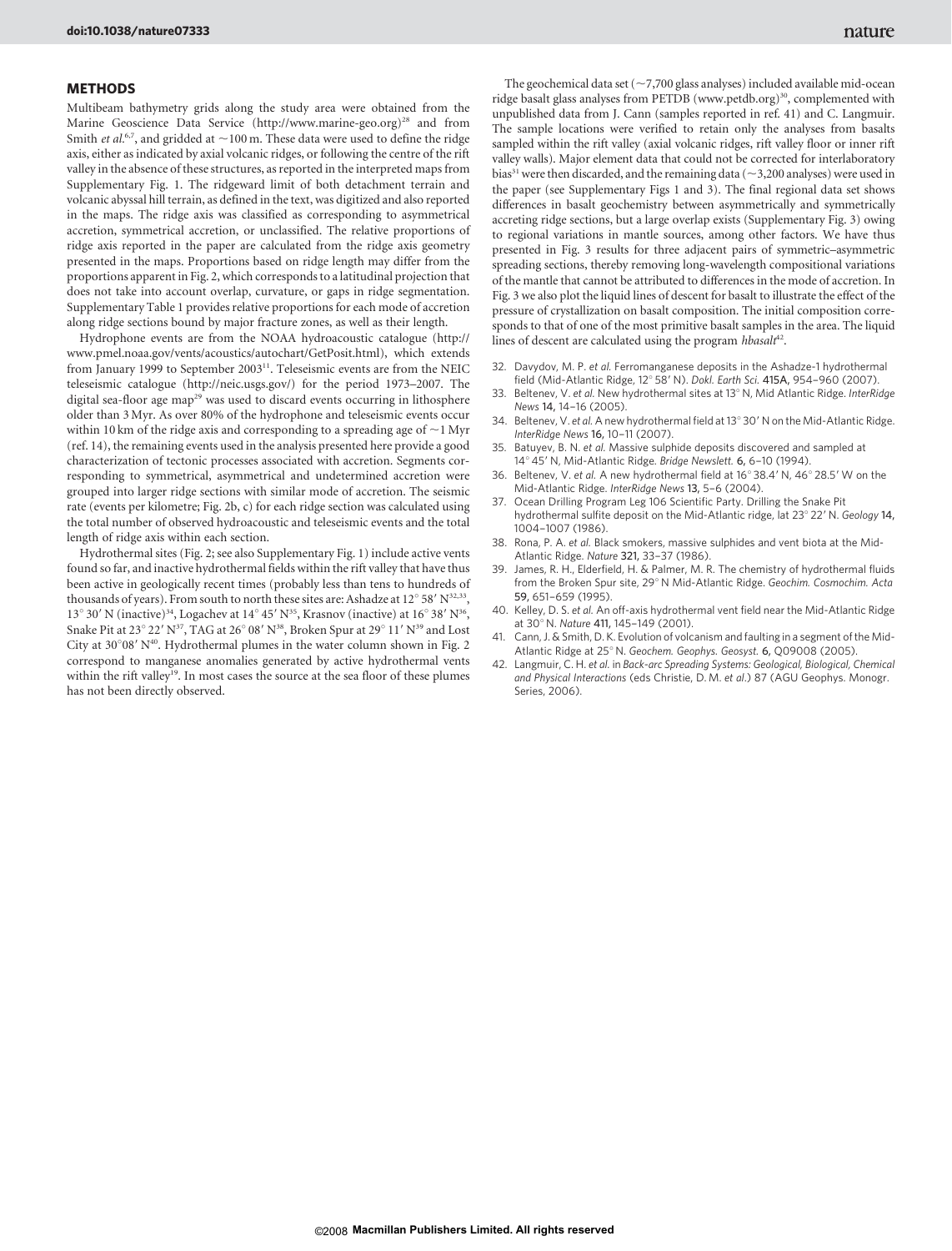## METHODS

Multibeam bathymetry grids along the study area were obtained from the Marine Geoscience Data Service (http://www.marine-geo.org)[28] and from Smith *et al.*[6,7], and gridded at ~100 m. These data were used to define the ridge axis, either as indicated by axial volcanic ridges, or following the centre of the rift valley in the absence of these structures, as reported in the interpreted maps from Supplementary Fig. 1. The ridgeward limit of both detachment terrain and volcanic abyssal hill terrain, as defined in the text, was digitized and also reported in the maps. The ridge axis was classified as corresponding to asymmetrical accretion, symmetrical accretion, or unclassified. The relative proportions of ridge axis reported in the paper are calculated from the ridge axis geometry presented in the maps. Proportions based on ridge length may differ from the proportions apparent in Fig. 2, which corresponds to a latitudinal projection that does not take into account overlap, curvature, or gaps in ridge segmentation. Supplementary Table 1 provides relative proportions for each mode of accretion along ridge sections bound by major fracture zones, as well as their length.

Hydrophone events are from the NOAA hydroacoustic catalogue (http://www.pmel.noaa.gov/vents/acoustics/autochart/GetPosit.html), which extends from January 1999 to September 2003[11]. Teleseismic events are from the NEIC teleseismic catalogue (http://neic.usgs.gov/) for the period 1973–2007. The digital sea-floor age map[29] was used to discard events occurring in lithosphere older than 3 Myr. As over 80% of the hydrophone and teleseismic events occur within 10 km of the ridge axis and corresponding to a spreading age of ~1 Myr (ref. 14), the remaining events used in the analysis presented here provide a good characterization of tectonic processes associated with accretion. Segments corresponding to symmetrical, asymmetrical and undetermined accretion were grouped into larger ridge sections with similar mode of accretion. The seismic rate (events per kilometre; Fig. 2b, c) for each ridge section was calculated using the total number of observed hydroacoustic and teleseismic events and the total length of ridge axis within each section.

Hydrothermal sites (Fig. 2; see also Supplementary Fig. 1) include active vents found so far, and inactive hydrothermal fields within the rift valley that have thus been active in geologically recent times (probably less than tens to hundreds of thousands of years). From south to north these sites are: Ashadze at 12° 58′ N[32,33], 13° 30′ N (inactive)[34], Logachev at 14° 45′ N[35], Krasnov (inactive) at 16° 38′ N[36], Snake Pit at 23° 22′ N[37], TAG at 26° 08′ N[38], Broken Spur at 29° 11′ N[39] and Lost City at 30°08′ N[40]. Hydrothermal plumes in the water column shown in Fig. 2 correspond to manganese anomalies generated by active hydrothermal vents within the rift valley[19]. In most cases the source at the sea floor of these plumes has not been directly observed.

The geochemical data set (~7,700 glass analyses) included available mid-ocean ridge basalt glass analyses from PETDB (www.petdb.org)[30], complemented with unpublished data from J. Cann (samples reported in ref. 41) and C. Langmuir. The sample locations were verified to retain only the analyses from basalts sampled within the rift valley (axial volcanic ridges, rift valley floor or inner rift valley walls). Major element data that could not be corrected for interlaboratory bias[31] were then discarded, and the remaining data (~3,200 analyses) were used in the paper (see Supplementary Figs 1 and 3). The final regional data set shows differences in basalt geochemistry between asymmetrically and symmetrically accreting ridge sections, but a large overlap exists (Supplementary Fig. 3) owing to regional variations in mantle sources, among other factors. We have thus presented in Fig. 3 results for three adjacent pairs of symmetric–asymmetric spreading sections, thereby removing long-wavelength compositional variations of the mantle that cannot be attributed to differences in the mode of accretion. In Fig. 3 we also plot the liquid lines of descent for basalt to illustrate the effect of the pressure of crystallization on basalt composition. The initial composition corresponds to that of one of the most primitive basalt samples in the area. The liquid lines of descent are calculated using the program *hbasalt*[42].

32. Davydov, M. P. *et al.* Ferromanganese deposits in the Ashadze-1 hydrothermal field (Mid-Atlantic Ridge, 12° 58′ N). *Dokl. Earth Sci.* **415A,** 954–960 (2007).
33. Beltenev, V. *et al.* New hydrothermal sites at 13° N, Mid Atlantic Ridge. *InterRidge News* **14,** 14–16 (2005).
34. Beltenev, V. *et al.* A new hydrothermal field at 13° 30′ N on the Mid-Atlantic Ridge. *InterRidge News* **16,** 10–11 (2007).
35. Batuyev, B. N. *et al.* Massive sulphide deposits discovered and sampled at 14° 45′ N, Mid-Atlantic Ridge. *Bridge Newslett.* **6,** 6–10 (1994).
36. Beltenev, V. *et al.* A new hydrothermal field at 16° 38.4′ N, 46° 28.5′ W on the Mid-Atlantic Ridge. *InterRidge News* **13,** 5–6 (2004).
37. Ocean Drilling Program Leg 106 Scientific Party. Drilling the Snake Pit hydrothermal sulfite deposit on the Mid-Atlantic ridge, lat 23° 22′ N. *Geology* **14,** 1004–1007 (1986).
38. Rona, P. A. *et al.* Black smokers, massive sulphides and vent biota at the Mid-Atlantic Ridge. *Nature* **321,** 33–37 (1986).
39. James, R. H., Elderfield, H. & Palmer, M. R. The chemistry of hydrothermal fluids from the Broken Spur site, 29° N Mid-Atlantic Ridge. *Geochim. Cosmochim. Acta* **59,** 651–659 (1995).
40. Kelley, D. S. *et al.* An off-axis hydrothermal vent field near the Mid-Atlantic Ridge at 30° N. *Nature* **411,** 145–149 (2001).
41. Cann, J. & Smith, D. K. Evolution of volcanism and faulting in a segment of the Mid-Atlantic Ridge at 25° N. *Geochem. Geophys. Geosyst.* **6,** Q09008 (2005).
42. Langmuir, C. H. *et al.* in *Back-arc Spreading Systems: Geological, Biological, Chemical and Physical Interactions* (eds Christie, D. M. *et al.*) 87 (AGU Geophys. Monogr. Series, 2006).